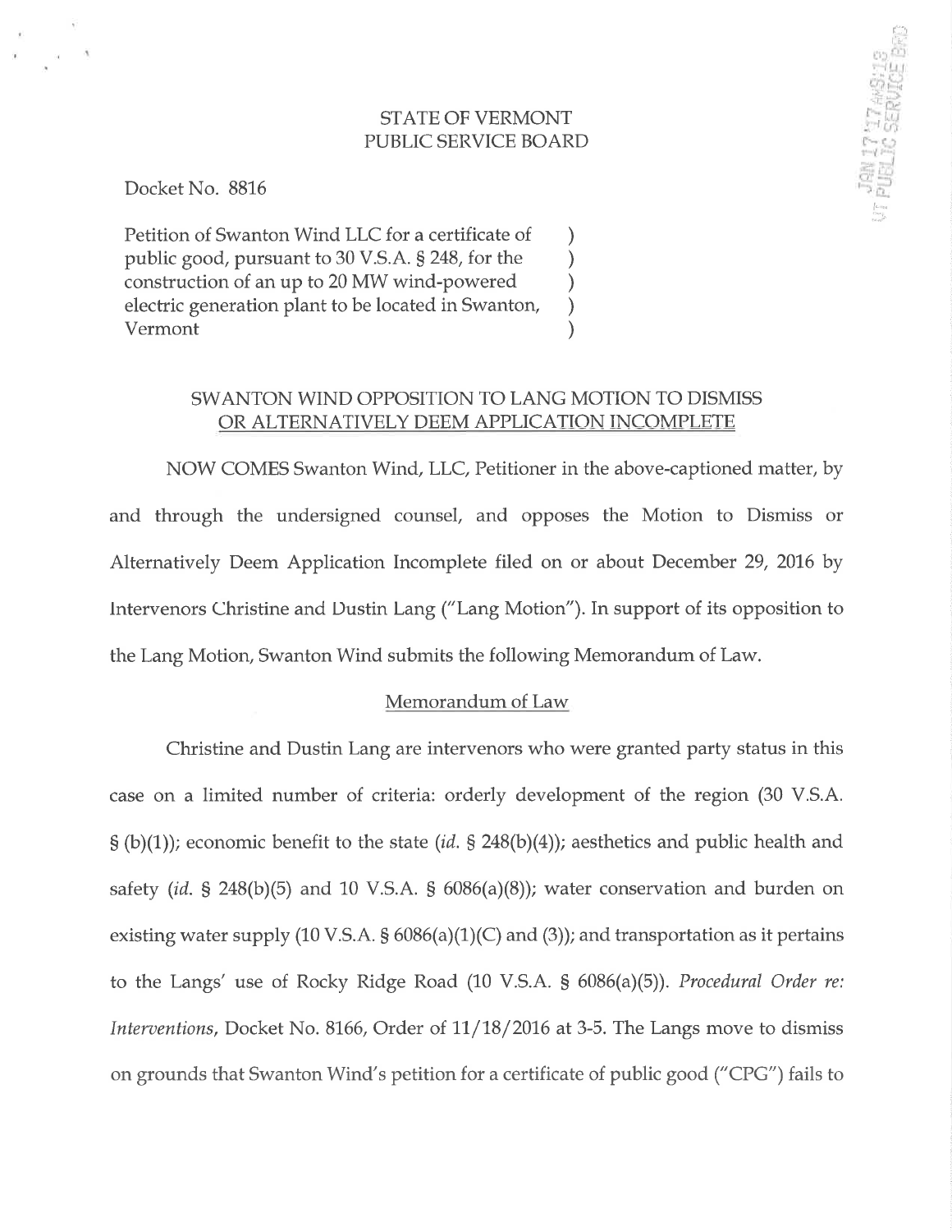STATE OF VERMONT
PUBLIC SERVICE BOARD

Docket No. 8816

Petition of Swanton Wind LLC for a certificate of public good, pursuant to 30 V.S.A. § 248, for the construction of an up to 20 MW wind-powered electric generation plant to be located in Swanton, Vermont

## SWANTON WIND OPPOSITION TO LANG MOTION TO DISMISS OR ALTERNATIVELY DEEM APPLICATION INCOMPLETE

NOW COMES Swanton Wind, LLC, Petitioner in the above-captioned matter, by and through the undersigned counsel, and opposes the Motion to Dismiss or Alternatively Deem Application Incomplete filed on or about December 29, 2016 by Intervenors Christine and Dustin Lang ("Lang Motion"). In support of its opposition to the Lang Motion, Swanton Wind submits the following Memorandum of Law.

### Memorandum of Law

Christine and Dustin Lang are intervenors who were granted party status in this case on a limited number of criteria: orderly development of the region (30 V.S.A. § (b)(1)); economic benefit to the state (*id.* § 248(b)(4)); aesthetics and public health and safety (*id.* § 248(b)(5) and 10 V.S.A. § 6086(a)(8)); water conservation and burden on existing water supply (10 V.S.A. § 6086(a)(1)(C) and (3)); and transportation as it pertains to the Langs' use of Rocky Ridge Road (10 V.S.A. § 6086(a)(5)). *Procedural Order re: Interventions*, Docket No. 8166, Order of 11/18/2016 at 3-5. The Langs move to dismiss on grounds that Swanton Wind's petition for a certificate of public good ("CPG") fails to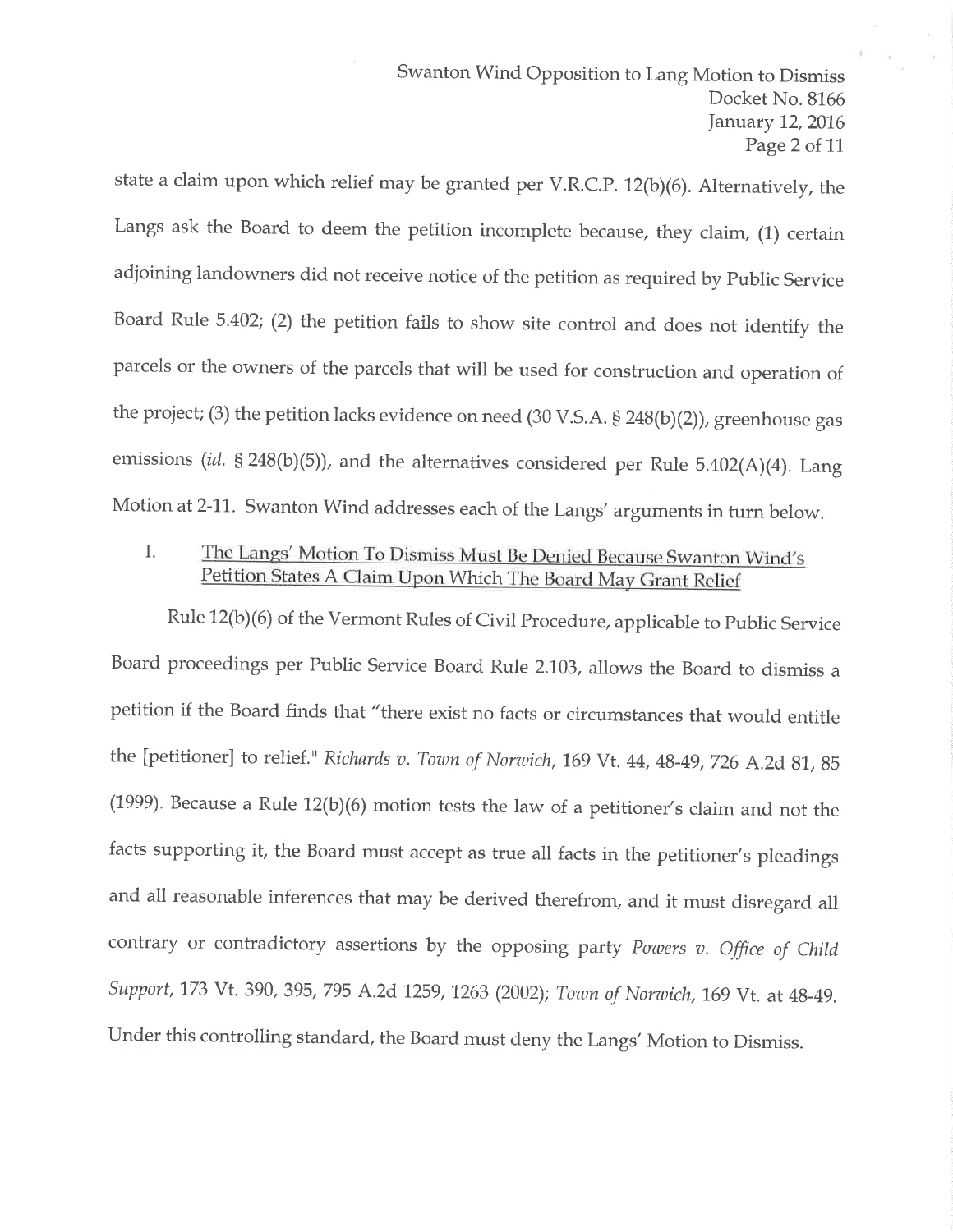state a claim upon which relief may be granted per V.R.C.P. 12(b)(6). Alternatively, the Langs ask the Board to deem the petition incomplete because, they claim, (1) certain adjoining landowners did not receive notice of the petition as required by Public Service Board Rule 5.402; (2) the petition fails to show site control and does not identify the parcels or the owners of the parcels that will be used for construction and operation of the project; (3) the petition lacks evidence on need (30 V.S.A. § 248(b)(2)), greenhouse gas emissions (*id.* § 248(b)(5)), and the alternatives considered per Rule 5.402(A)(4). Lang Motion at 2-11. Swanton Wind addresses each of the Langs' arguments in turn below.

## I. The Langs' Motion To Dismiss Must Be Denied Because Swanton Wind's Petition States A Claim Upon Which The Board May Grant Relief

Rule 12(b)(6) of the Vermont Rules of Civil Procedure, applicable to Public Service Board proceedings per Public Service Board Rule 2.103, allows the Board to dismiss a petition if the Board finds that "there exist no facts or circumstances that would entitle the [petitioner] to relief." *Richards v. Town of Norwich*, 169 Vt. 44, 48-49, 726 A.2d 81, 85 (1999). Because a Rule 12(b)(6) motion tests the law of a petitioner's claim and not the facts supporting it, the Board must accept as true all facts in the petitioner's pleadings and all reasonable inferences that may be derived therefrom, and it must disregard all contrary or contradictory assertions by the opposing party *Powers v. Office of Child Support*, 173 Vt. 390, 395, 795 A.2d 1259, 1263 (2002); *Town of Norwich*, 169 Vt. at 48-49. Under this controlling standard, the Board must deny the Langs' Motion to Dismiss.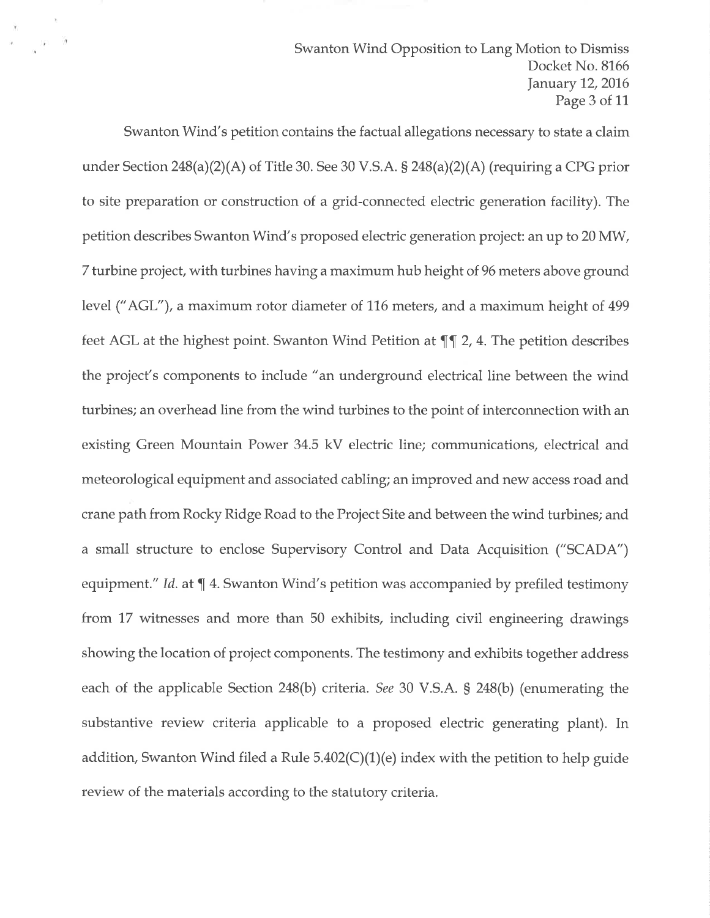Swanton Wind's petition contains the factual allegations necessary to state a claim under Section 248(a)(2)(A) of Title 30. See 30 V.S.A. § 248(a)(2)(A) (requiring a CPG prior to site preparation or construction of a grid-connected electric generation facility). The petition describes Swanton Wind's proposed electric generation project: an up to 20 MW, 7 turbine project, with turbines having a maximum hub height of 96 meters above ground level ("AGL"), a maximum rotor diameter of 116 meters, and a maximum height of 499 feet AGL at the highest point. Swanton Wind Petition at ¶¶ 2, 4. The petition describes the project's components to include "an underground electrical line between the wind turbines; an overhead line from the wind turbines to the point of interconnection with an existing Green Mountain Power 34.5 kV electric line; communications, electrical and meteorological equipment and associated cabling; an improved and new access road and crane path from Rocky Ridge Road to the Project Site and between the wind turbines; and a small structure to enclose Supervisory Control and Data Acquisition ("SCADA") equipment." *Id.* at ¶ 4. Swanton Wind's petition was accompanied by prefiled testimony from 17 witnesses and more than 50 exhibits, including civil engineering drawings showing the location of project components. The testimony and exhibits together address each of the applicable Section 248(b) criteria. *See* 30 V.S.A. § 248(b) (enumerating the substantive review criteria applicable to a proposed electric generating plant). In addition, Swanton Wind filed a Rule 5.402(C)(1)(e) index with the petition to help guide review of the materials according to the statutory criteria.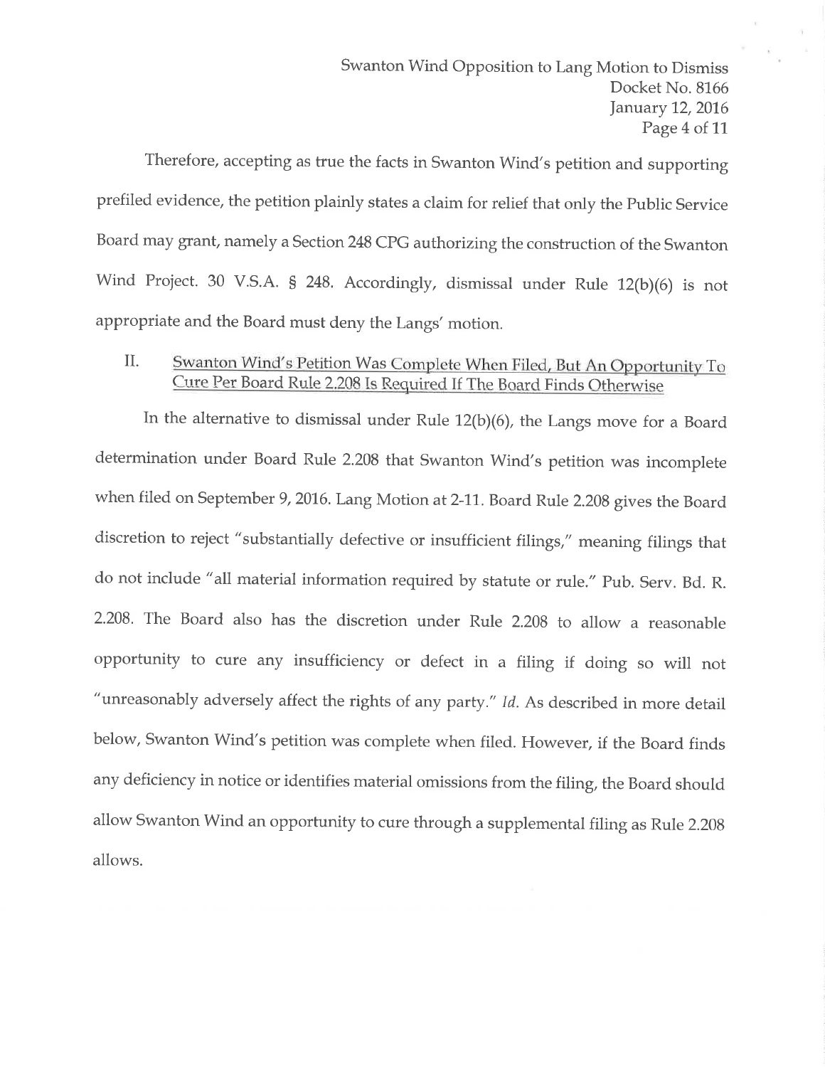Therefore, accepting as true the facts in Swanton Wind's petition and supporting prefiled evidence, the petition plainly states a claim for relief that only the Public Service Board may grant, namely a Section 248 CPG authorizing the construction of the Swanton Wind Project. 30 V.S.A. § 248. Accordingly, dismissal under Rule 12(b)(6) is not appropriate and the Board must deny the Langs' motion.

## II. Swanton Wind's Petition Was Complete When Filed, But An Opportunity To Cure Per Board Rule 2.208 Is Required If The Board Finds Otherwise

In the alternative to dismissal under Rule 12(b)(6), the Langs move for a Board determination under Board Rule 2.208 that Swanton Wind's petition was incomplete when filed on September 9, 2016. Lang Motion at 2-11. Board Rule 2.208 gives the Board discretion to reject "substantially defective or insufficient filings," meaning filings that do not include "all material information required by statute or rule." Pub. Serv. Bd. R. 2.208. The Board also has the discretion under Rule 2.208 to allow a reasonable opportunity to cure any insufficiency or defect in a filing if doing so will not "unreasonably adversely affect the rights of any party." *Id.* As described in more detail below, Swanton Wind's petition was complete when filed. However, if the Board finds any deficiency in notice or identifies material omissions from the filing, the Board should allow Swanton Wind an opportunity to cure through a supplemental filing as Rule 2.208 allows.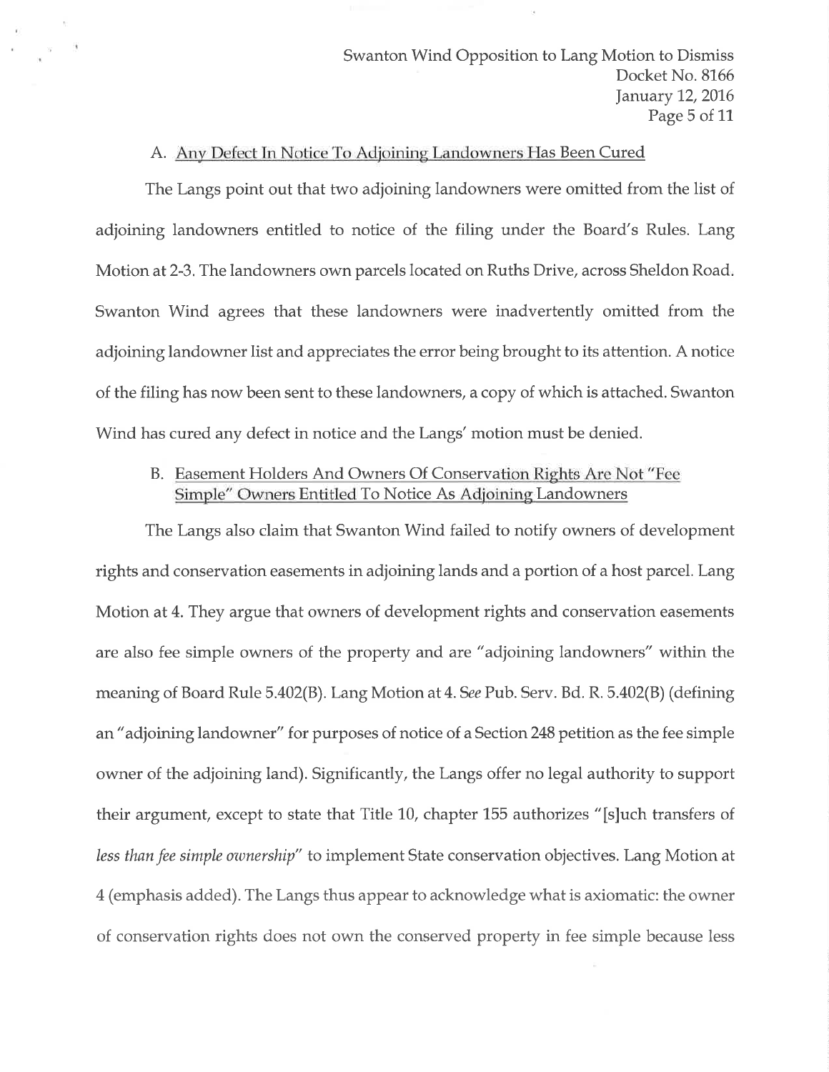### A. Any Defect In Notice To Adjoining Landowners Has Been Cured

The Langs point out that two adjoining landowners were omitted from the list of adjoining landowners entitled to notice of the filing under the Board's Rules. Lang Motion at 2-3. The landowners own parcels located on Ruths Drive, across Sheldon Road. Swanton Wind agrees that these landowners were inadvertently omitted from the adjoining landowner list and appreciates the error being brought to its attention. A notice of the filing has now been sent to these landowners, a copy of which is attached. Swanton Wind has cured any defect in notice and the Langs' motion must be denied.

### B. Easement Holders And Owners Of Conservation Rights Are Not "Fee Simple" Owners Entitled To Notice As Adjoining Landowners

The Langs also claim that Swanton Wind failed to notify owners of development rights and conservation easements in adjoining lands and a portion of a host parcel. Lang Motion at 4. They argue that owners of development rights and conservation easements are also fee simple owners of the property and are "adjoining landowners" within the meaning of Board Rule 5.402(B). Lang Motion at 4. *See* Pub. Serv. Bd. R. 5.402(B) (defining an "adjoining landowner" for purposes of notice of a Section 248 petition as the fee simple owner of the adjoining land). Significantly, the Langs offer no legal authority to support their argument, except to state that Title 10, chapter 155 authorizes "[s]uch transfers of *less than fee simple ownership*" to implement State conservation objectives. Lang Motion at 4 (emphasis added). The Langs thus appear to acknowledge what is axiomatic: the owner of conservation rights does not own the conserved property in fee simple because less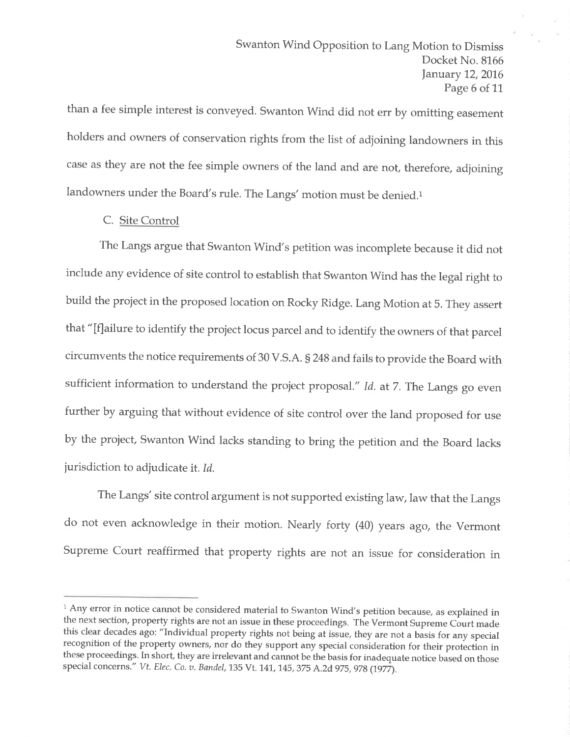than a fee simple interest is conveyed. Swanton Wind did not err by omitting easement holders and owners of conservation rights from the list of adjoining landowners in this case as they are not the fee simple owners of the land and are not, therefore, adjoining landowners under the Board's rule. The Langs' motion must be denied.[1]

C. Site Control

The Langs argue that Swanton Wind's petition was incomplete because it did not include any evidence of site control to establish that Swanton Wind has the legal right to build the project in the proposed location on Rocky Ridge. Lang Motion at 5. They assert that "[f]ailure to identify the project locus parcel and to identify the owners of that parcel circumvents the notice requirements of 30 V.S.A. § 248 and fails to provide the Board with sufficient information to understand the project proposal." *Id.* at 7. The Langs go even further by arguing that without evidence of site control over the land proposed for use by the project, Swanton Wind lacks standing to bring the petition and the Board lacks jurisdiction to adjudicate it. *Id.*

The Langs' site control argument is not supported existing law, law that the Langs do not even acknowledge in their motion. Nearly forty (40) years ago, the Vermont Supreme Court reaffirmed that property rights are not an issue for consideration in

---

[1] Any error in notice cannot be considered material to Swanton Wind's petition because, as explained in the next section, property rights are not an issue in these proceedings. The Vermont Supreme Court made this clear decades ago: "Individual property rights not being at issue, they are not a basis for any special recognition of the property owners, nor do they support any special consideration for their protection in these proceedings. In short, they are irrelevant and cannot be the basis for inadequate notice based on those special concerns." *Vt. Elec. Co. v. Bandel*, 135 Vt. 141, 145, 375 A.2d 975, 978 (1977).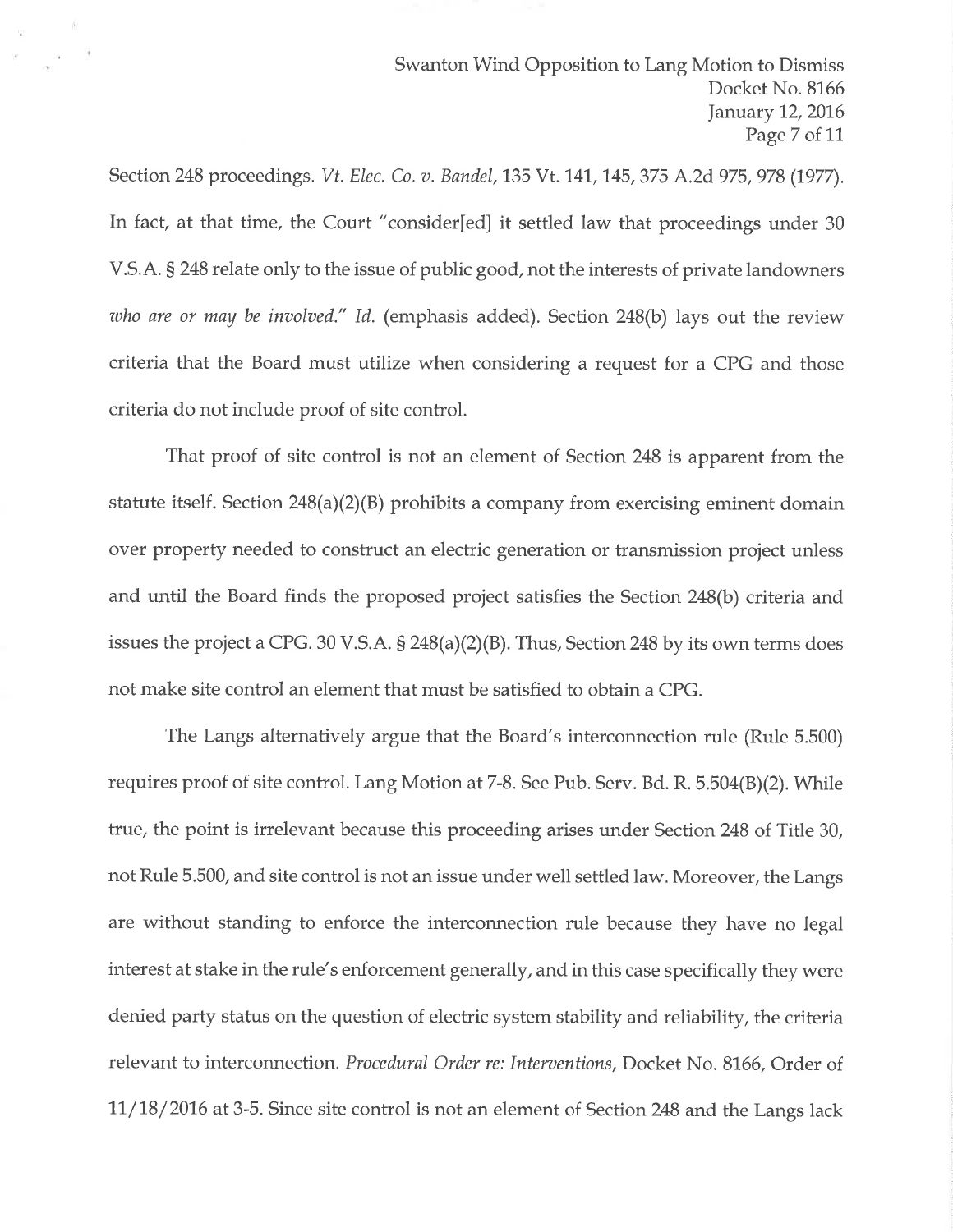Section 248 proceedings. *Vt. Elec. Co. v. Bandel*, 135 Vt. 141, 145, 375 A.2d 975, 978 (1977). In fact, at that time, the Court "consider[ed] it settled law that proceedings under 30 V.S.A. § 248 relate only to the issue of public good, not the interests of private landowners *who are or may be involved.*" *Id.* (emphasis added). Section 248(b) lays out the review criteria that the Board must utilize when considering a request for a CPG and those criteria do not include proof of site control.

That proof of site control is not an element of Section 248 is apparent from the statute itself. Section 248(a)(2)(B) prohibits a company from exercising eminent domain over property needed to construct an electric generation or transmission project unless and until the Board finds the proposed project satisfies the Section 248(b) criteria and issues the project a CPG. 30 V.S.A. § 248(a)(2)(B). Thus, Section 248 by its own terms does not make site control an element that must be satisfied to obtain a CPG.

The Langs alternatively argue that the Board's interconnection rule (Rule 5.500) requires proof of site control. Lang Motion at 7-8. See Pub. Serv. Bd. R. 5.504(B)(2). While true, the point is irrelevant because this proceeding arises under Section 248 of Title 30, not Rule 5.500, and site control is not an issue under well settled law. Moreover, the Langs are without standing to enforce the interconnection rule because they have no legal interest at stake in the rule's enforcement generally, and in this case specifically they were denied party status on the question of electric system stability and reliability, the criteria relevant to interconnection. *Procedural Order re: Interventions*, Docket No. 8166, Order of 11/18/2016 at 3-5. Since site control is not an element of Section 248 and the Langs lack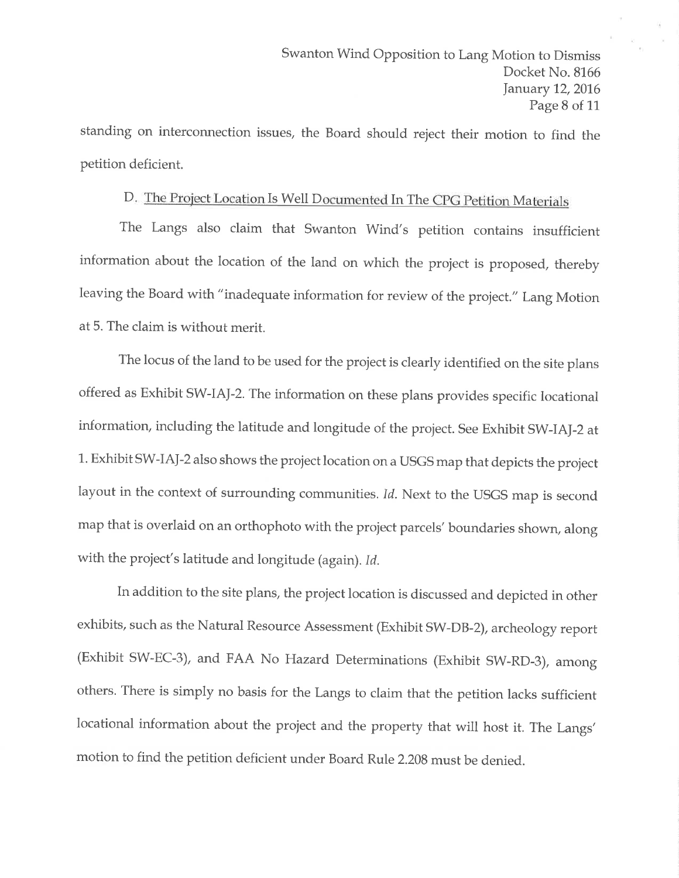standing on interconnection issues, the Board should reject their motion to find the petition deficient.

### D. The Project Location Is Well Documented In The CPG Petition Materials

The Langs also claim that Swanton Wind's petition contains insufficient information about the location of the land on which the project is proposed, thereby leaving the Board with "inadequate information for review of the project." Lang Motion at 5. The claim is without merit.

The locus of the land to be used for the project is clearly identified on the site plans offered as Exhibit SW-IAJ-2. The information on these plans provides specific locational information, including the latitude and longitude of the project. See Exhibit SW-IAJ-2 at 1. Exhibit SW-IAJ-2 also shows the project location on a USGS map that depicts the project layout in the context of surrounding communities. *Id.* Next to the USGS map is second map that is overlaid on an orthophoto with the project parcels' boundaries shown, along with the project's latitude and longitude (again). *Id.*

In addition to the site plans, the project location is discussed and depicted in other exhibits, such as the Natural Resource Assessment (Exhibit SW-DB-2), archeology report (Exhibit SW-EC-3), and FAA No Hazard Determinations (Exhibit SW-RD-3), among others. There is simply no basis for the Langs to claim that the petition lacks sufficient locational information about the project and the property that will host it. The Langs' motion to find the petition deficient under Board Rule 2.208 must be denied.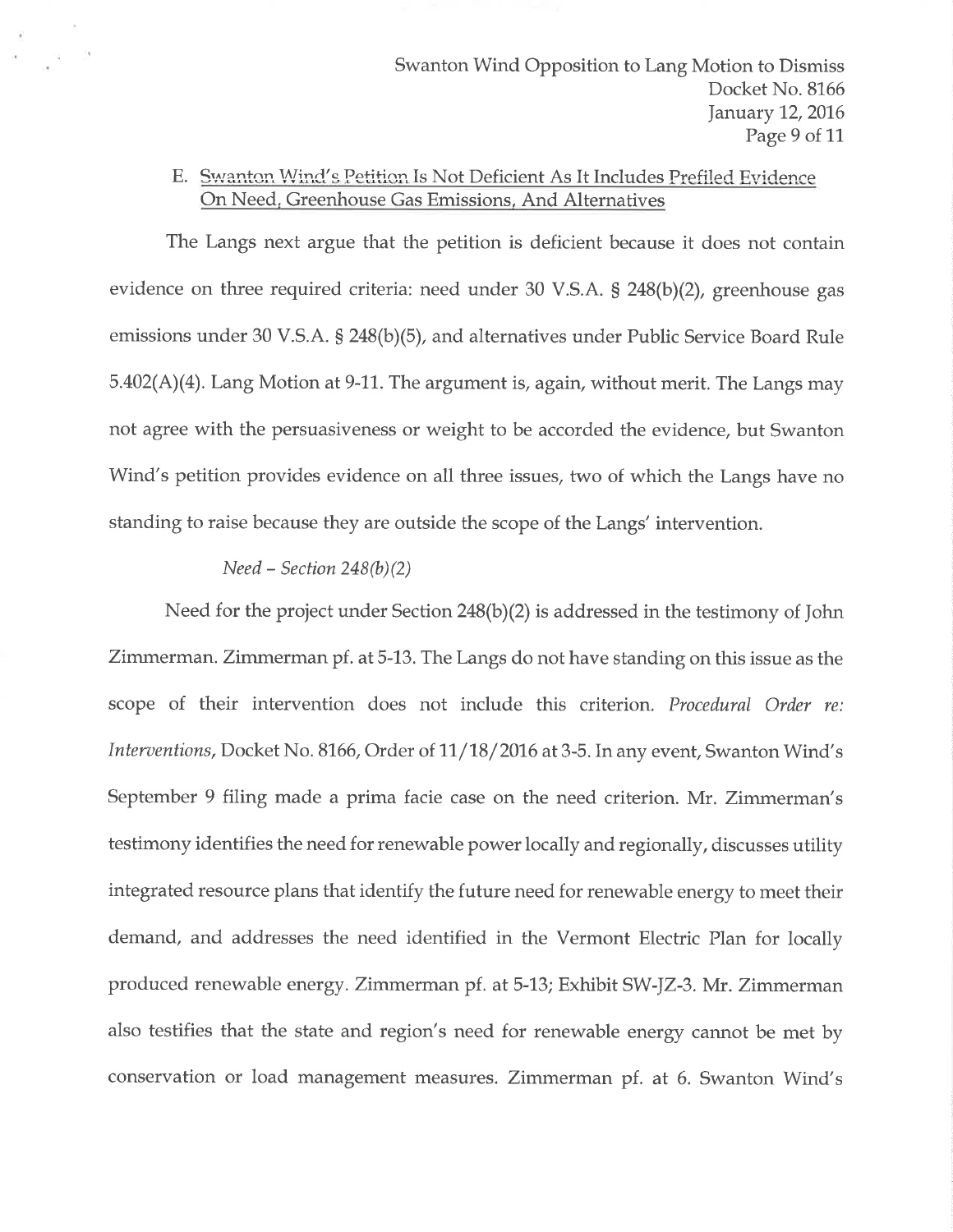E. <u>Swanton Wind's Petition Is Not Deficient As It Includes Prefiled Evidence On Need, Greenhouse Gas Emissions, And Alternatives</u>

The Langs next argue that the petition is deficient because it does not contain evidence on three required criteria: need under 30 V.S.A. § 248(b)(2), greenhouse gas emissions under 30 V.S.A. § 248(b)(5), and alternatives under Public Service Board Rule 5.402(A)(4). Lang Motion at 9-11. The argument is, again, without merit. The Langs may not agree with the persuasiveness or weight to be accorded the evidence, but Swanton Wind's petition provides evidence on all three issues, two of which the Langs have no standing to raise because they are outside the scope of the Langs' intervention.

*Need – Section 248(b)(2)*

Need for the project under Section 248(b)(2) is addressed in the testimony of John Zimmerman. Zimmerman pf. at 5-13. The Langs do not have standing on this issue as the scope of their intervention does not include this criterion. *Procedural Order re: Interventions*, Docket No. 8166, Order of 11/18/2016 at 3-5. In any event, Swanton Wind's September 9 filing made a prima facie case on the need criterion. Mr. Zimmerman's testimony identifies the need for renewable power locally and regionally, discusses utility integrated resource plans that identify the future need for renewable energy to meet their demand, and addresses the need identified in the Vermont Electric Plan for locally produced renewable energy. Zimmerman pf. at 5-13; Exhibit SW-JZ-3. Mr. Zimmerman also testifies that the state and region's need for renewable energy cannot be met by conservation or load management measures. Zimmerman pf. at 6. Swanton Wind's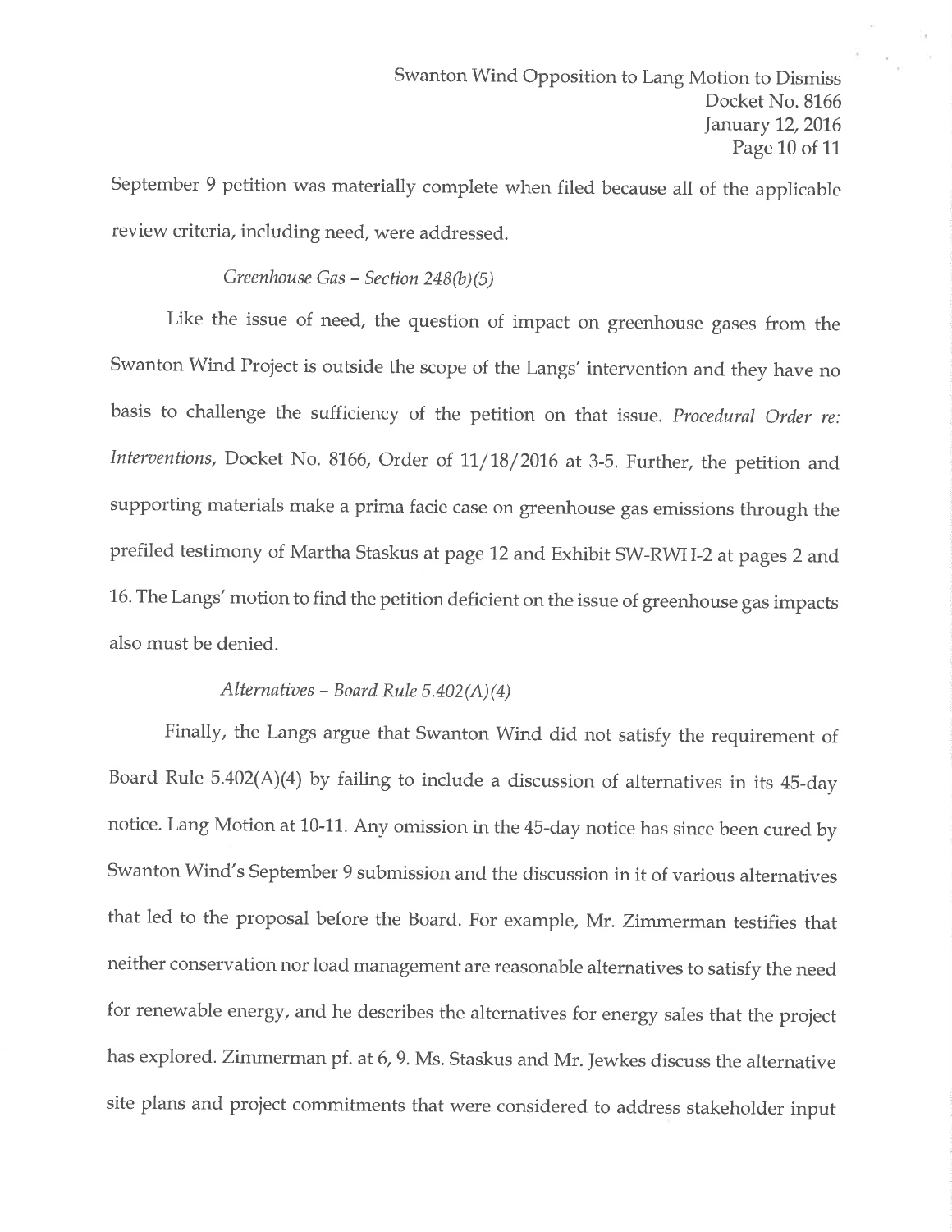September 9 petition was materially complete when filed because all of the applicable review criteria, including need, were addressed.

*Greenhouse Gas – Section 248(b)(5)*

Like the issue of need, the question of impact on greenhouse gases from the Swanton Wind Project is outside the scope of the Langs' intervention and they have no basis to challenge the sufficiency of the petition on that issue. *Procedural Order re: Interventions*, Docket No. 8166, Order of 11/18/2016 at 3-5. Further, the petition and supporting materials make a prima facie case on greenhouse gas emissions through the prefiled testimony of Martha Staskus at page 12 and Exhibit SW-RWH-2 at pages 2 and 16. The Langs' motion to find the petition deficient on the issue of greenhouse gas impacts also must be denied.

*Alternatives – Board Rule 5.402(A)(4)*

Finally, the Langs argue that Swanton Wind did not satisfy the requirement of Board Rule 5.402(A)(4) by failing to include a discussion of alternatives in its 45-day notice. Lang Motion at 10-11. Any omission in the 45-day notice has since been cured by Swanton Wind's September 9 submission and the discussion in it of various alternatives that led to the proposal before the Board. For example, Mr. Zimmerman testifies that neither conservation nor load management are reasonable alternatives to satisfy the need for renewable energy, and he describes the alternatives for energy sales that the project has explored. Zimmerman pf. at 6, 9. Ms. Staskus and Mr. Jewkes discuss the alternative site plans and project commitments that were considered to address stakeholder input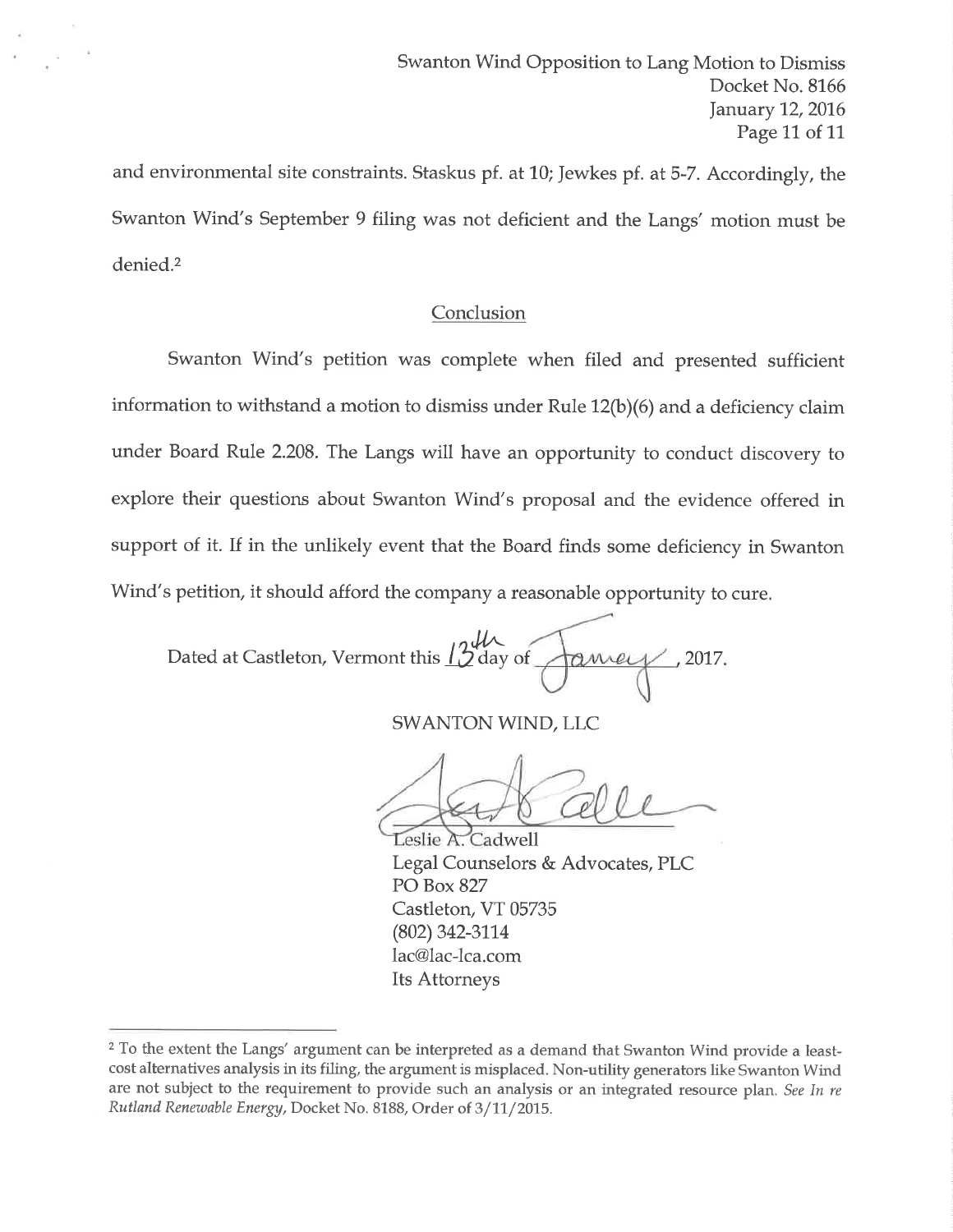and environmental site constraints. Staskus pf. at 10; Jewkes pf. at 5-7. Accordingly, the Swanton Wind's September 9 filing was not deficient and the Langs' motion must be denied.[2]

## Conclusion

Swanton Wind's petition was complete when filed and presented sufficient information to withstand a motion to dismiss under Rule 12(b)(6) and a deficiency claim under Board Rule 2.208. The Langs will have an opportunity to conduct discovery to explore their questions about Swanton Wind's proposal and the evidence offered in support of it. If in the unlikely event that the Board finds some deficiency in Swanton Wind's petition, it should afford the company a reasonable opportunity to cure.

Dated at Castleton, Vermont this 13th day of January, 2017.

SWANTON WIND, LLC

Leslie A. Cadwell
Legal Counselors & Advocates, PLC
PO Box 827
Castleton, VT 05735
(802) 342-3114
lac@lac-lca.com
Its Attorneys

---

[2] To the extent the Langs' argument can be interpreted as a demand that Swanton Wind provide a least-cost alternatives analysis in its filing, the argument is misplaced. Non-utility generators like Swanton Wind are not subject to the requirement to provide such an analysis or an integrated resource plan. *See In re Rutland Renewable Energy*, Docket No. 8188, Order of 3/11/2015.